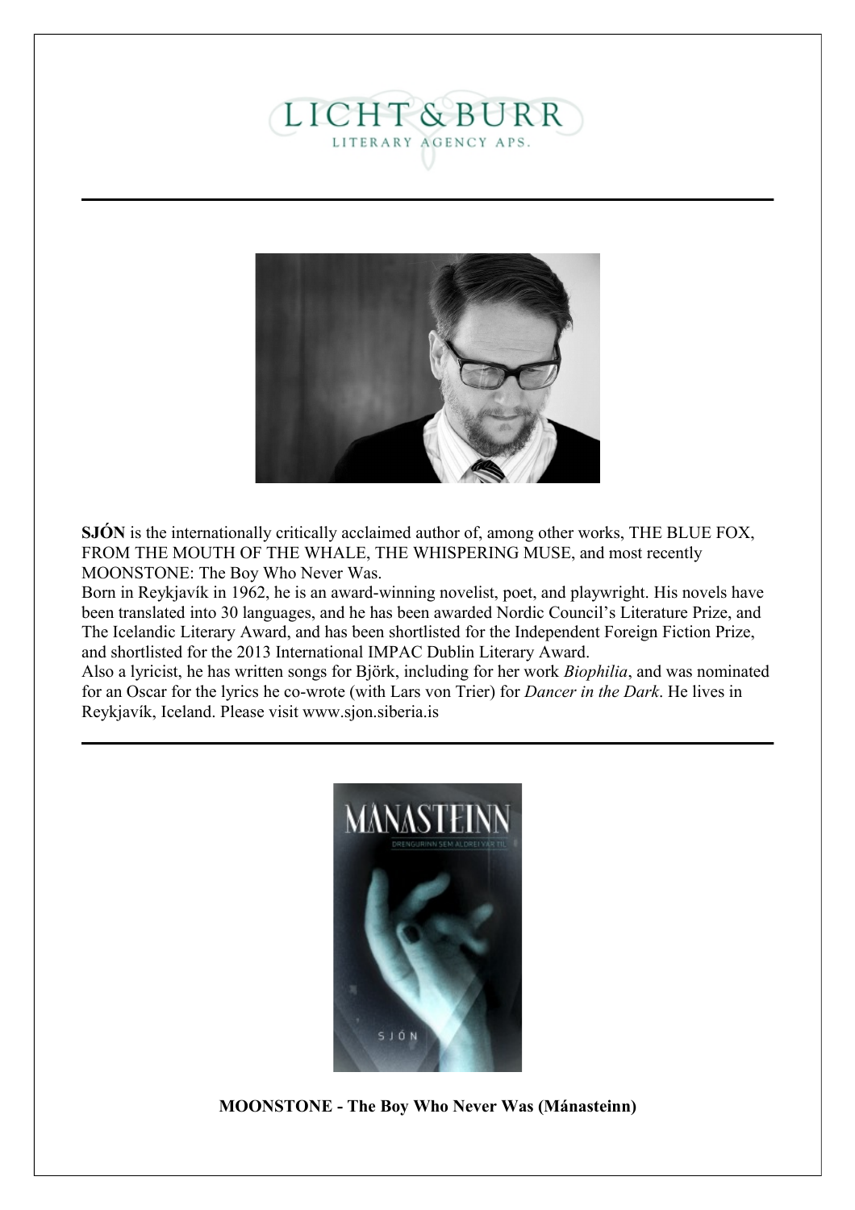LICHT & BURR

LITERARY AGENCY APS.

---

**SJÓN** is the internationally critically acclaimed author of, among other works, THE BLUE FOX, FROM THE MOUTH OF THE WHALE, THE WHISPERING MUSE, and most recently MOONSTONE: The Boy Who Never Was.

Born in Reykjavík in 1962, he is an award-winning novelist, poet, and playwright. His novels have been translated into 30 languages, and he has been awarded Nordic Council's Literature Prize, and The Icelandic Literary Award, and has been shortlisted for the Independent Foreign Fiction Prize, and shortlisted for the 2013 International IMPAC Dublin Literary Award.

Also a lyricist, he has written songs for Björk, including for her work *Biophilia*, and was nominated for an Oscar for the lyrics he co-wrote (with Lars von Trier) for *Dancer in the Dark*. He lives in Reykjavík, Iceland. Please visit www.sjon.siberia.is

---

**MOONSTONE - The Boy Who Never Was (Mánasteinn)**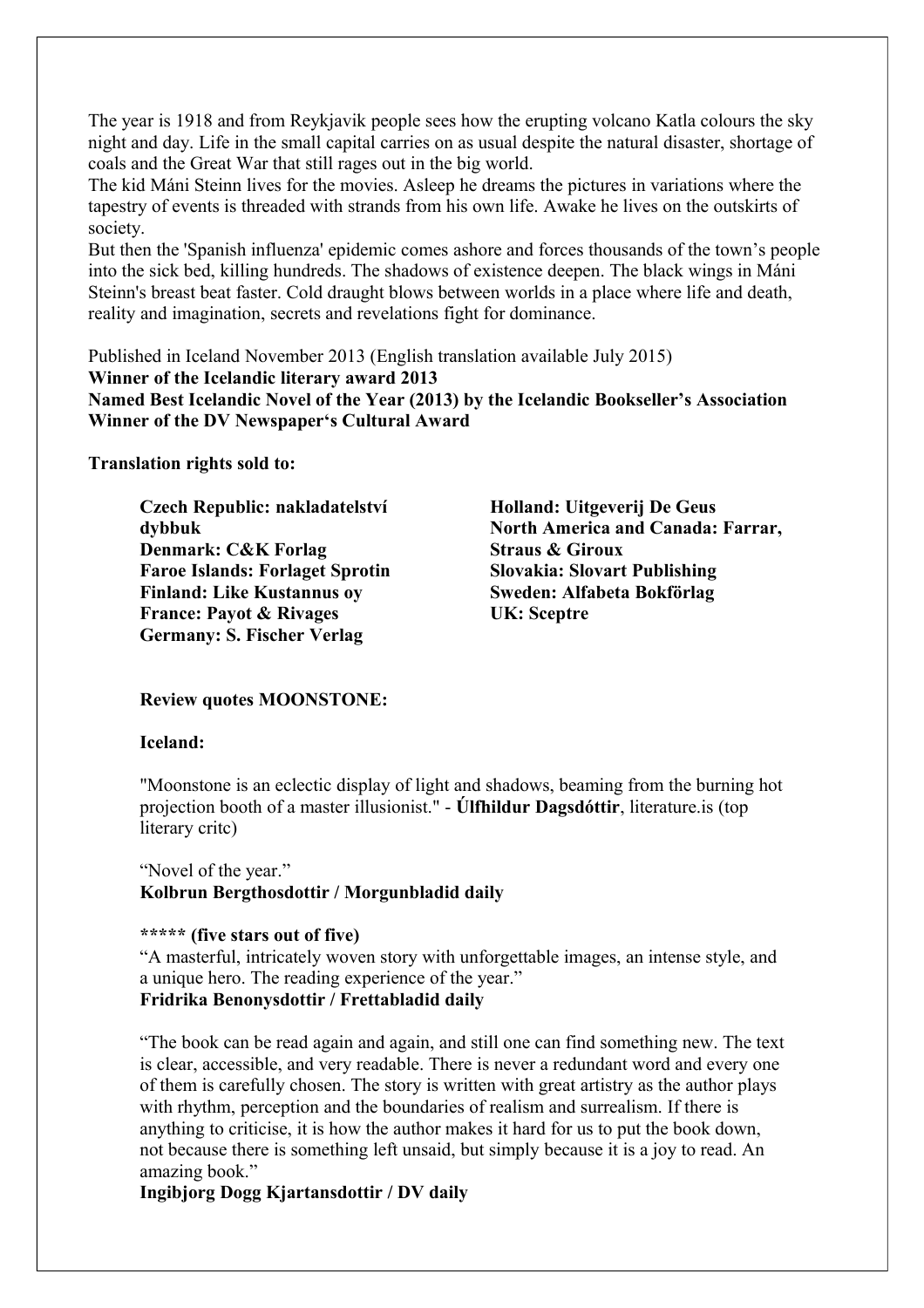The year is 1918 and from Reykjavik people sees how the erupting volcano Katla colours the sky night and day. Life in the small capital carries on as usual despite the natural disaster, shortage of coals and the Great War that still rages out in the big world.

The kid Máni Steinn lives for the movies. Asleep he dreams the pictures in variations where the tapestry of events is threaded with strands from his own life. Awake he lives on the outskirts of society.

But then the 'Spanish influenza' epidemic comes ashore and forces thousands of the town's people into the sick bed, killing hundreds. The shadows of existence deepen. The black wings in Máni Steinn's breast beat faster. Cold draught blows between worlds in a place where life and death, reality and imagination, secrets and revelations fight for dominance.

Published in Iceland November 2013 (English translation available July 2015)
**Winner of the Icelandic literary award 2013**
**Named Best Icelandic Novel of the Year (2013) by the Icelandic Bookseller's Association**
**Winner of the DV Newspaper's Cultural Award**

**Translation rights sold to:**

- **Czech Republic: nakladatelství dybbuk**
- **Denmark: C&K Forlag**
- **Faroe Islands: Forlaget Sprotin**
- **Finland: Like Kustannus oy**
- **France: Payot & Rivages**
- **Germany: S. Fischer Verlag**
- **Holland: Uitgeverij De Geus**
- **North America and Canada: Farrar, Straus & Giroux**
- **Slovakia: Slovart Publishing**
- **Sweden: Alfabeta Bokförlag**
- **UK: Sceptre**

**Review quotes MOONSTONE:**

**Iceland:**

"Moonstone is an eclectic display of light and shadows, beaming from the burning hot projection booth of a master illusionist." - **Úlfhildur Dagsdóttir**, literature.is (top literary critc)

"Novel of the year."
**Kolbrun Bergthosdottir / Morgunbladid daily**

**\*\*\*\*\* (five stars out of five)**
"A masterful, intricately woven story with unforgettable images, an intense style, and a unique hero. The reading experience of the year."
**Fridrika Benonysdottir / Frettabladid daily**

"The book can be read again and again, and still one can find something new. The text is clear, accessible, and very readable. There is never a redundant word and every one of them is carefully chosen. The story is written with great artistry as the author plays with rhythm, perception and the boundaries of realism and surrealism. If there is anything to criticise, it is how the author makes it hard for us to put the book down, not because there is something left unsaid, but simply because it is a joy to read. An amazing book."
**Ingibjorg Dogg Kjartansdottir / DV daily**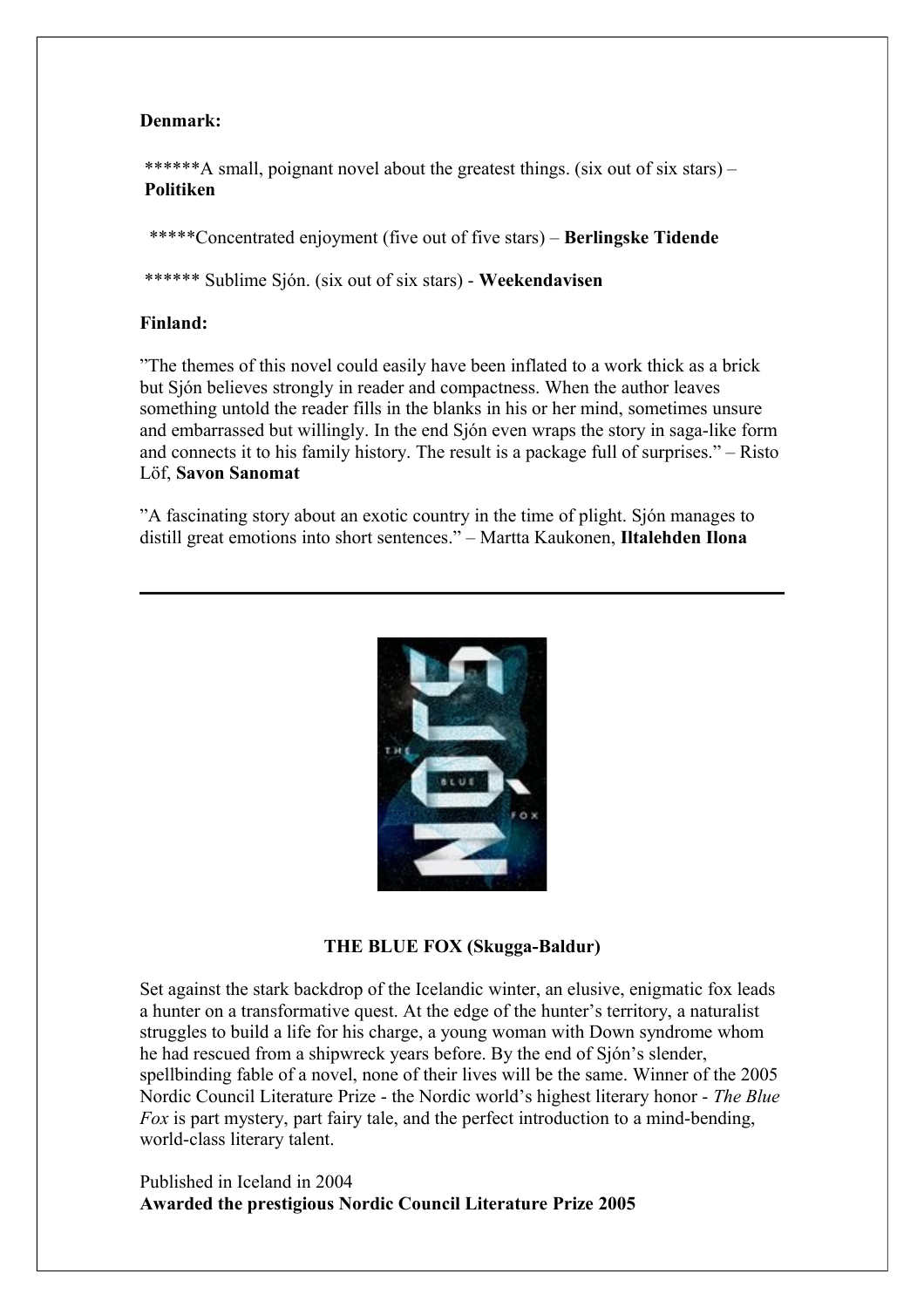**Denmark:**

******A small, poignant novel about the greatest things. (six out of six stars) – **Politiken**

*****Concentrated enjoyment (five out of five stars) – **Berlingske Tidende**

****** Sublime Sjón. (six out of six stars) - **Weekendavisen**

**Finland:**

"The themes of this novel could easily have been inflated to a work thick as a brick but Sjón believes strongly in reader and compactness. When the author leaves something untold the reader fills in the blanks in his or her mind, sometimes unsure and embarrassed but willingly. In the end Sjón even wraps the story in saga-like form and connects it to his family history. The result is a package full of surprises." – Risto Löf, **Savon Sanomat**

"A fascinating story about an exotic country in the time of plight. Sjón manages to distill great emotions into short sentences." – Martta Kaukonen, **Iltalehden Ilona**

---

**THE BLUE FOX (Skugga-Baldur)**

Set against the stark backdrop of the Icelandic winter, an elusive, enigmatic fox leads a hunter on a transformative quest. At the edge of the hunter's territory, a naturalist struggles to build a life for his charge, a young woman with Down syndrome whom he had rescued from a shipwreck years before. By the end of Sjón's slender, spellbinding fable of a novel, none of their lives will be the same. Winner of the 2005 Nordic Council Literature Prize - the Nordic world's highest literary honor - *The Blue Fox* is part mystery, part fairy tale, and the perfect introduction to a mind-bending, world-class literary talent.

Published in Iceland in 2004
**Awarded the prestigious Nordic Council Literature Prize 2005**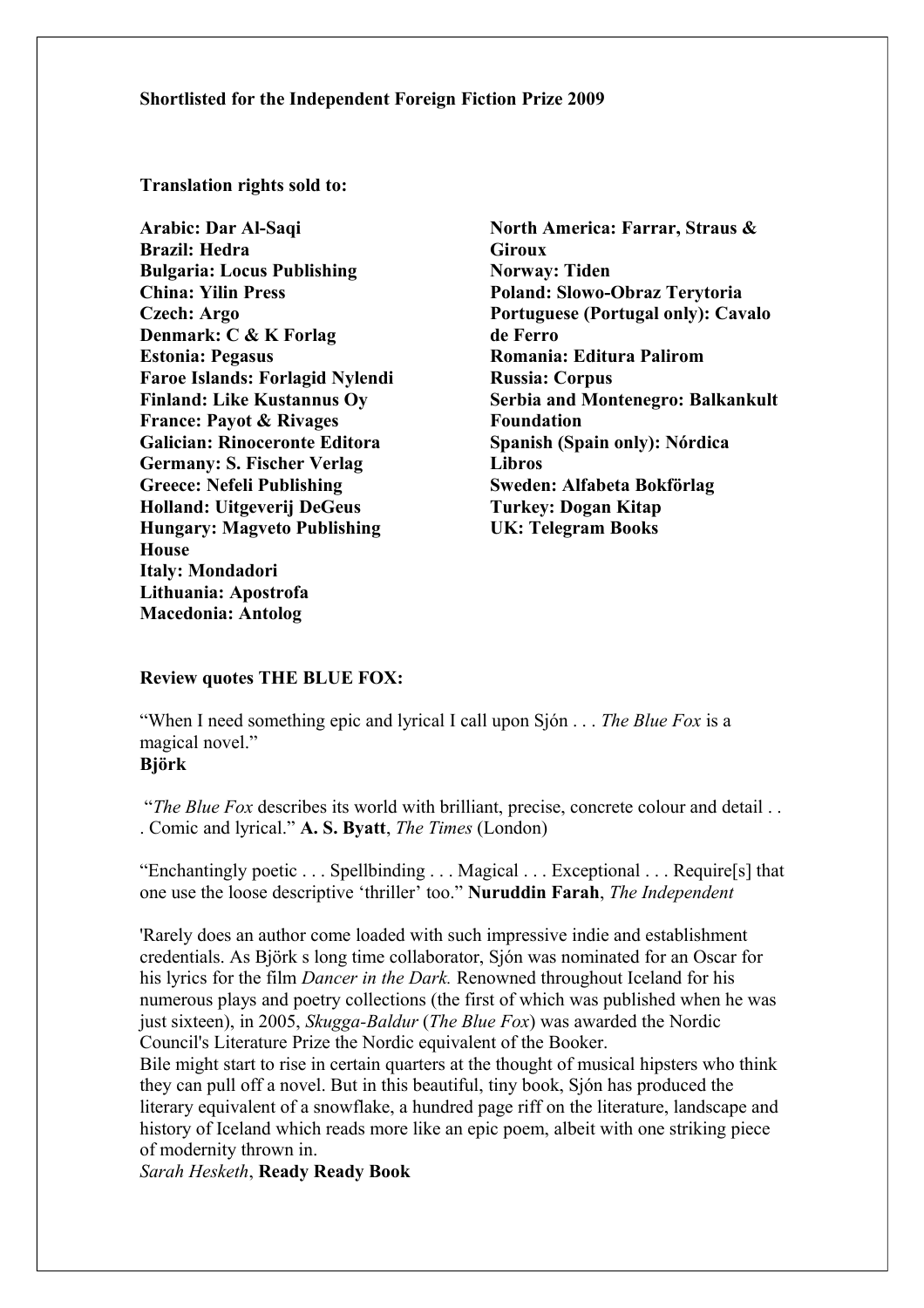**Shortlisted for the Independent Foreign Fiction Prize 2009**

**Translation rights sold to:**

**Arabic: Dar Al-Saqi**
**Brazil: Hedra**
**Bulgaria: Locus Publishing**
**China: Yilin Press**
**Czech: Argo**
**Denmark: C & K Forlag**
**Estonia: Pegasus**
**Faroe Islands: Forlagid Nylendi**
**Finland: Like Kustannus Oy**
**France: Payot & Rivages**
**Galician: Rinoceronte Editora**
**Germany: S. Fischer Verlag**
**Greece: Nefeli Publishing**
**Holland: Uitgeverij DeGeus**
**Hungary: Magveto Publishing House**
**Italy: Mondadori**
**Lithuania: Apostrofa**
**Macedonia: Antolog**
**North America: Farrar, Straus & Giroux**
**Norway: Tiden**
**Poland: Slowo-Obraz Terytoria**
**Portuguese (Portugal only): Cavalo de Ferro**
**Romania: Editura Palirom**
**Russia: Corpus**
**Serbia and Montenegro: Balkankult Foundation**
**Spanish (Spain only): Nórdica Libros**
**Sweden: Alfabeta Bokförlag**
**Turkey: Dogan Kitap**
**UK: Telegram Books**

**Review quotes THE BLUE FOX:**

"When I need something epic and lyrical I call upon Sjón . . . *The Blue Fox* is a magical novel."
**Björk**

"*The Blue Fox* describes its world with brilliant, precise, concrete colour and detail . . . Comic and lyrical." **A. S. Byatt**, *The Times* (London)

"Enchantingly poetic . . . Spellbinding . . . Magical . . . Exceptional . . . Require[s] that one use the loose descriptive 'thriller' too." **Nuruddin Farah**, *The Independent*

'Rarely does an author come loaded with such impressive indie and establishment credentials. As Björk s long time collaborator, Sjón was nominated for an Oscar for his lyrics for the film *Dancer in the Dark.* Renowned throughout Iceland for his numerous plays and poetry collections (the first of which was published when he was just sixteen), in 2005, *Skugga-Baldur* (*The Blue Fox*) was awarded the Nordic Council's Literature Prize the Nordic equivalent of the Booker.
Bile might start to rise in certain quarters at the thought of musical hipsters who think they can pull off a novel. But in this beautiful, tiny book, Sjón has produced the literary equivalent of a snowflake, a hundred page riff on the literature, landscape and history of Iceland which reads more like an epic poem, albeit with one striking piece of modernity thrown in.
*Sarah Hesketh*, **Ready Ready Book**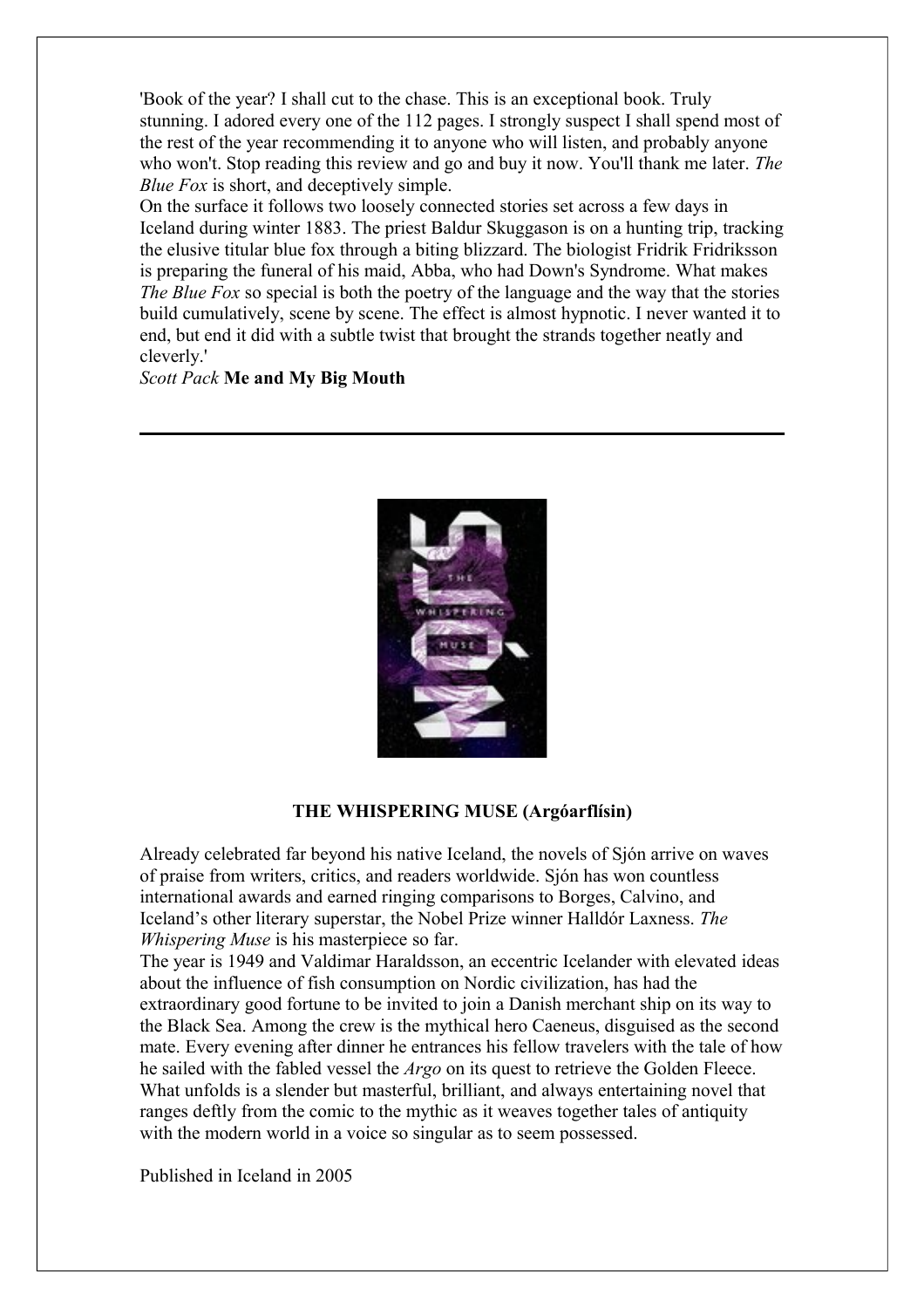'Book of the year? I shall cut to the chase. This is an exceptional book. Truly stunning. I adored every one of the 112 pages. I strongly suspect I shall spend most of the rest of the year recommending it to anyone who will listen, and probably anyone who won't. Stop reading this review and go and buy it now. You'll thank me later. *The Blue Fox* is short, and deceptively simple.
On the surface it follows two loosely connected stories set across a few days in Iceland during winter 1883. The priest Baldur Skuggason is on a hunting trip, tracking the elusive titular blue fox through a biting blizzard. The biologist Fridrik Fridriksson is preparing the funeral of his maid, Abba, who had Down's Syndrome. What makes *The Blue Fox* so special is both the poetry of the language and the way that the stories build cumulatively, scene by scene. The effect is almost hypnotic. I never wanted it to end, but end it did with a subtle twist that brought the strands together neatly and cleverly.'
*Scott Pack* **Me and My Big Mouth**

---

**THE WHISPERING MUSE (Argóarflísin)**

Already celebrated far beyond his native Iceland, the novels of Sjón arrive on waves of praise from writers, critics, and readers worldwide. Sjón has won countless international awards and earned ringing comparisons to Borges, Calvino, and Iceland's other literary superstar, the Nobel Prize winner Halldór Laxness. *The Whispering Muse* is his masterpiece so far.
The year is 1949 and Valdimar Haraldsson, an eccentric Icelander with elevated ideas about the influence of fish consumption on Nordic civilization, has had the extraordinary good fortune to be invited to join a Danish merchant ship on its way to the Black Sea. Among the crew is the mythical hero Caeneus, disguised as the second mate. Every evening after dinner he entrances his fellow travelers with the tale of how he sailed with the fabled vessel the *Argo* on its quest to retrieve the Golden Fleece. What unfolds is a slender but masterful, brilliant, and always entertaining novel that ranges deftly from the comic to the mythic as it weaves together tales of antiquity with the modern world in a voice so singular as to seem possessed.

Published in Iceland in 2005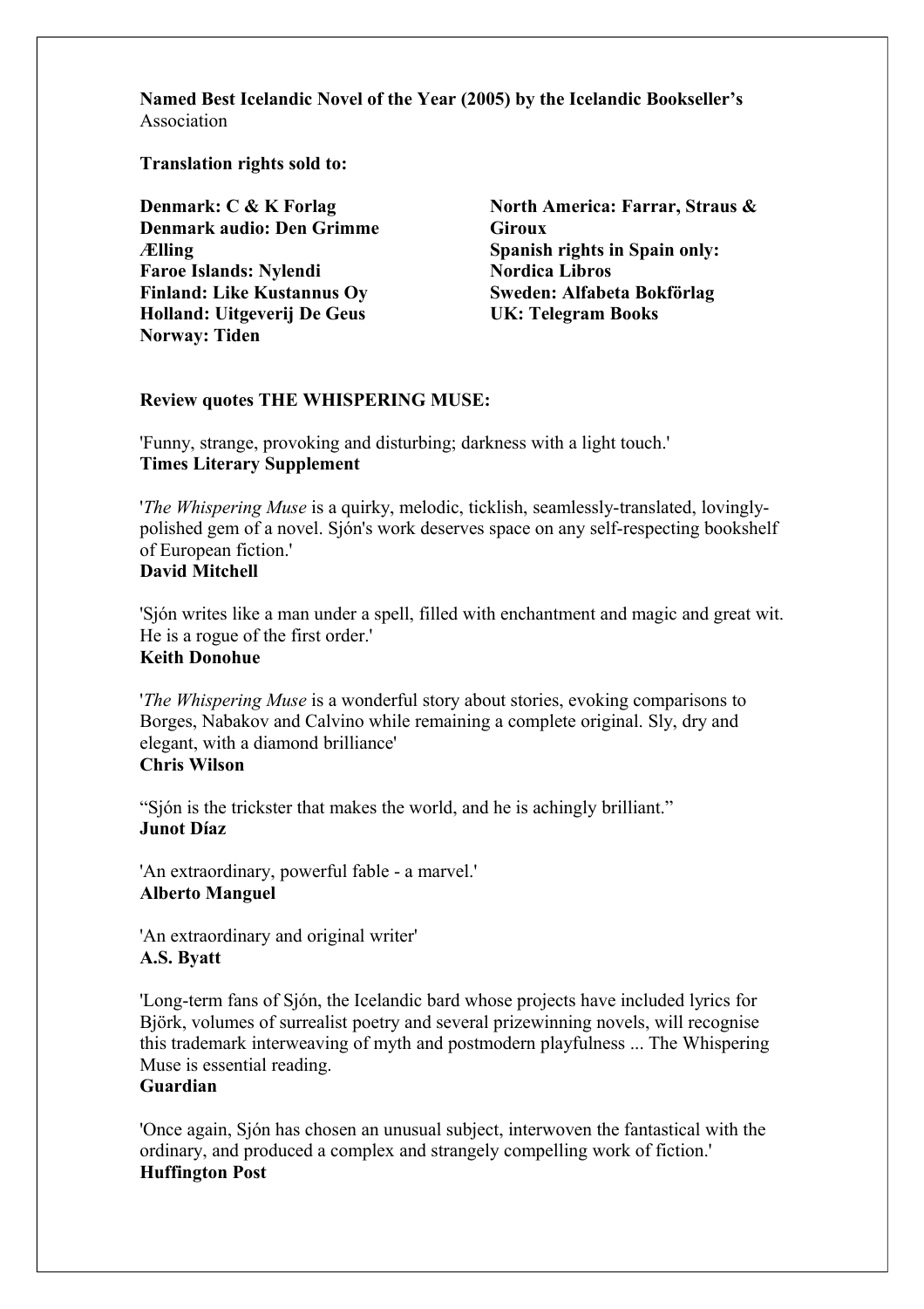**Named Best Icelandic Novel of the Year (2005) by the Icelandic Bookseller's** Association

**Translation rights sold to:**

**Denmark: C & K Forlag**
**Denmark audio: Den Grimme Ælling**
**Faroe Islands: Nylendi**
**Finland: Like Kustannus Oy**
**Holland: Uitgeverij De Geus**
**Norway: Tiden**
**North America: Farrar, Straus & Giroux**
**Spanish rights in Spain only: Nordica Libros**
**Sweden: Alfabeta Bokförlag**
**UK: Telegram Books**

**Review quotes THE WHISPERING MUSE:**

'Funny, strange, provoking and disturbing; darkness with a light touch.'
**Times Literary Supplement**

'*The Whispering Muse* is a quirky, melodic, ticklish, seamlessly-translated, lovingly-polished gem of a novel. Sjón's work deserves space on any self-respecting bookshelf of European fiction.'
**David Mitchell**

'Sjón writes like a man under a spell, filled with enchantment and magic and great wit. He is a rogue of the first order.'
**Keith Donohue**

'*The Whispering Muse* is a wonderful story about stories, evoking comparisons to Borges, Nabakov and Calvino while remaining a complete original. Sly, dry and elegant, with a diamond brilliance'
**Chris Wilson**

"Sjón is the trickster that makes the world, and he is achingly brilliant."
**Junot Díaz**

'An extraordinary, powerful fable - a marvel.'
**Alberto Manguel**

'An extraordinary and original writer'
**A.S. Byatt**

'Long-term fans of Sjón, the Icelandic bard whose projects have included lyrics for Björk, volumes of surrealist poetry and several prizewinning novels, will recognise this trademark interweaving of myth and postmodern playfulness ... The Whispering Muse is essential reading.
**Guardian**

'Once again, Sjón has chosen an unusual subject, interwoven the fantastical with the ordinary, and produced a complex and strangely compelling work of fiction.'
**Huffington Post**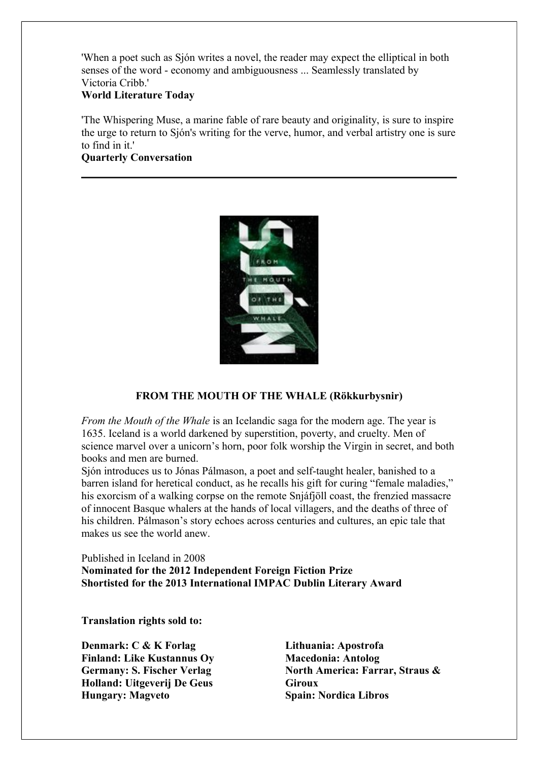'When a poet such as Sjón writes a novel, the reader may expect the elliptical in both senses of the word - economy and ambiguousness ... Seamlessly translated by Victoria Cribb.'
**World Literature Today**

'The Whispering Muse, a marine fable of rare beauty and originality, is sure to inspire the urge to return to Sjón's writing for the verve, humor, and verbal artistry one is sure to find in it.'
**Quarterly Conversation**

---

## FROM THE MOUTH OF THE WHALE (Rökkurbysnir)

*From the Mouth of the Whale* is an Icelandic saga for the modern age. The year is 1635. Iceland is a world darkened by superstition, poverty, and cruelty. Men of science marvel over a unicorn's horn, poor folk worship the Virgin in secret, and both books and men are burned.
Sjón introduces us to Jónas Pálmason, a poet and self-taught healer, banished to a barren island for heretical conduct, as he recalls his gift for curing "female maladies," his exorcism of a walking corpse on the remote Snjáfjöll coast, the frenzied massacre of innocent Basque whalers at the hands of local villagers, and the deaths of three of his children. Pálmason's story echoes across centuries and cultures, an epic tale that makes us see the world anew.

Published in Iceland in 2008
**Nominated for the 2012 Independent Foreign Fiction Prize**
**Shortisted for the 2013 International IMPAC Dublin Literary Award**

**Translation rights sold to:**

**Denmark: C & K Forlag**
**Finland: Like Kustannus Oy**
**Germany: S. Fischer Verlag**
**Holland: Uitgeverij De Geus**
**Hungary: Magveto**
**Lithuania: Apostrofa**
**Macedonia: Antolog**
**North America: Farrar, Straus & Giroux**
**Spain: Nordica Libros**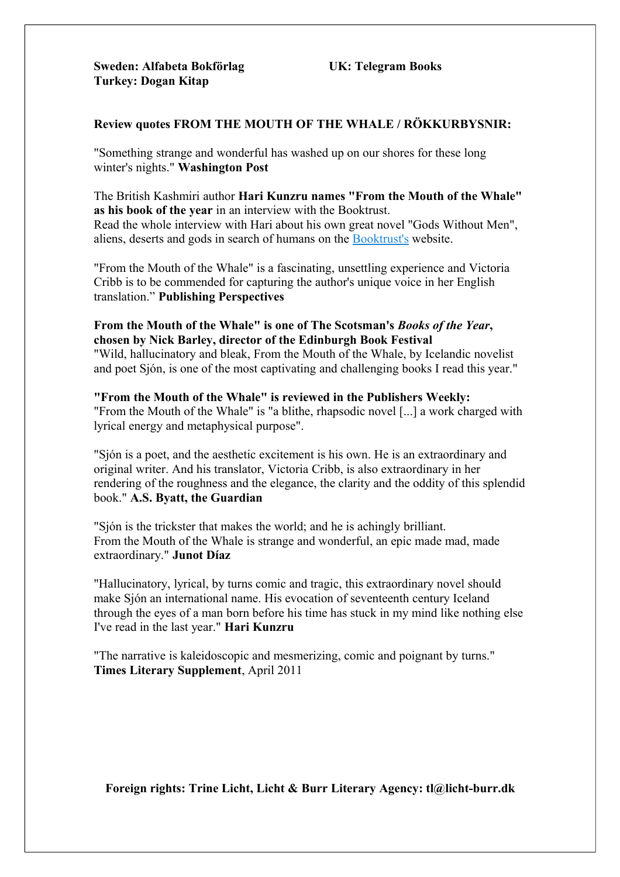**Sweden: Alfabeta Bokförlag**
**Turkey: Dogan Kitap**

**UK: Telegram Books**

**Review quotes FROM THE MOUTH OF THE WHALE / RÖKKURBYSNIR:**

"Something strange and wonderful has washed up on our shores for these long winter's nights." **Washington Post**

The British Kashmiri author **Hari Kunzru names "From the Mouth of the Whale" as his book of the year** in an interview with the Booktrust.
Read the whole interview with Hari about his own great novel "Gods Without Men", aliens, deserts and gods in search of humans on the Booktrust's website.

"From the Mouth of the Whale" is a fascinating, unsettling experience and Victoria Cribb is to be commended for capturing the author's unique voice in her English translation." **Publishing Perspectives**

**From the Mouth of the Whale" is one of The Scotsman's *Books of the Year*, chosen by Nick Barley, director of the Edinburgh Book Festival**
"Wild, hallucinatory and bleak, From the Mouth of the Whale, by Icelandic novelist and poet Sjón, is one of the most captivating and challenging books I read this year."

**"From the Mouth of the Whale" is reviewed in the Publishers Weekly:**
"From the Mouth of the Whale" is "a blithe, rhapsodic novel [...] a work charged with lyrical energy and metaphysical purpose".

"Sjón is a poet, and the aesthetic excitement is his own. He is an extraordinary and original writer. And his translator, Victoria Cribb, is also extraordinary in her rendering of the roughness and the elegance, the clarity and the oddity of this splendid book." **A.S. Byatt, the Guardian**

"Sjón is the trickster that makes the world; and he is achingly brilliant.
From the Mouth of the Whale is strange and wonderful, an epic made mad, made extraordinary." **Junot Díaz**

"Hallucinatory, lyrical, by turns comic and tragic, this extraordinary novel should make Sjón an international name. His evocation of seventeenth century Iceland through the eyes of a man born before his time has stuck in my mind like nothing else I've read in the last year." **Hari Kunzru**

"The narrative is kaleidoscopic and mesmerizing, comic and poignant by turns." **Times Literary Supplement**, April 2011

**Foreign rights: Trine Licht, Licht & Burr Literary Agency: tl@licht-burr.dk**